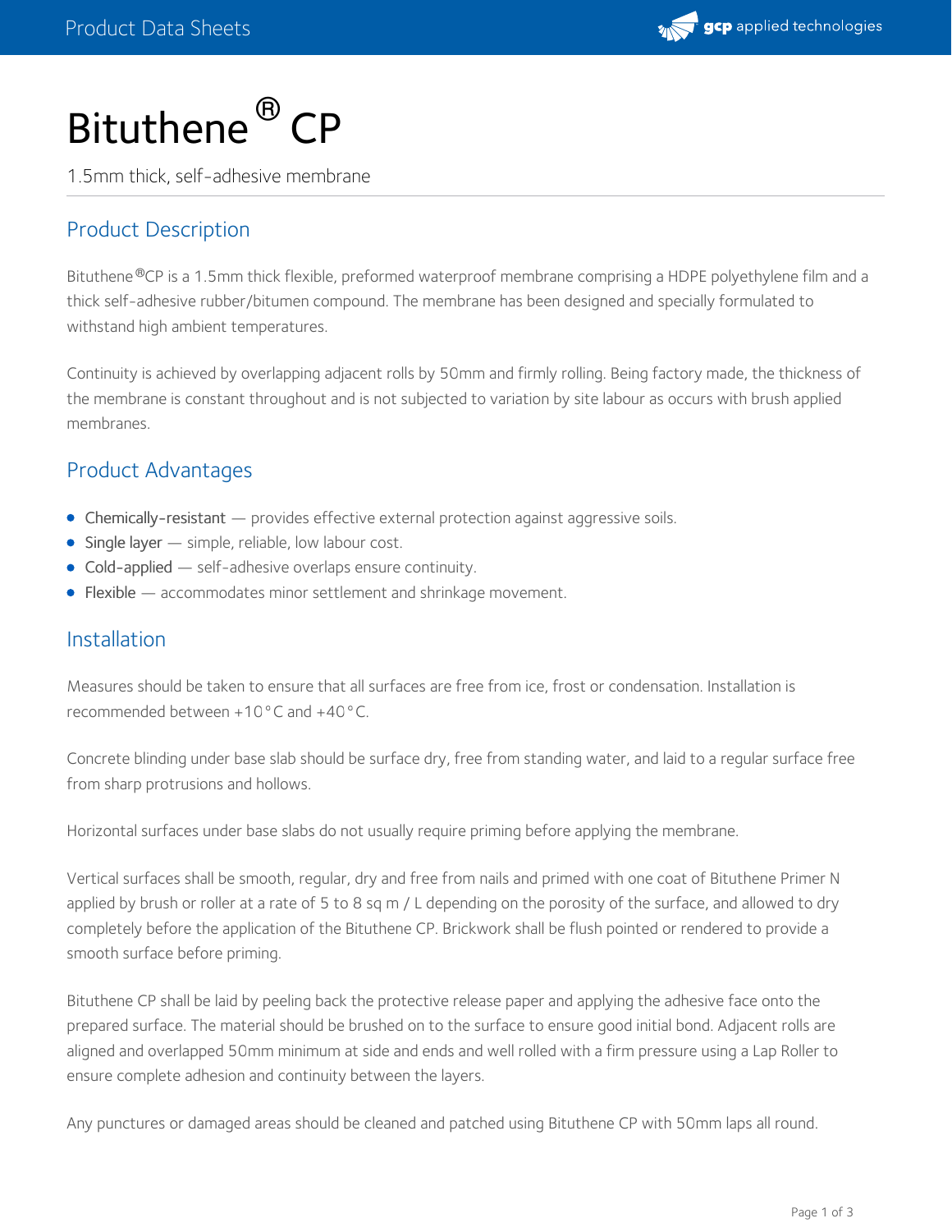# Bituthene® CP

1.5mm thick, self-adhesive membrane

## Product Description

Bituthene®CP is a 1.5mm thick flexible, preformed waterproof membrane comprising a HDPE polyethylene film and a thick self-adhesive rubber/bitumen compound. The membrane has been designed and specially formulated to withstand high ambient temperatures.

Continuity is achieved by overlapping adjacent rolls by 50mm and firmly rolling. Being factory made, the thickness of the membrane is constant throughout and is not subjected to variation by site labour as occurs with brush applied membranes.

## Product Advantages

- Chemically-resistant — provides effective external protection against aggressive soils.
- Single layer — simple, reliable, low labour cost.
- Cold-applied — self-adhesive overlaps ensure continuity.
- Flexible — accommodates minor settlement and shrinkage movement.

## Installation

Measures should be taken to ensure that all surfaces are free from ice, frost or condensation. Installation is recommended between +10°C and +40°C.

Concrete blinding under base slab should be surface dry, free from standing water, and laid to a regular surface free from sharp protrusions and hollows.

Horizontal surfaces under base slabs do not usually require priming before applying the membrane.

Vertical surfaces shall be smooth, regular, dry and free from nails and primed with one coat of Bituthene Primer N applied by brush or roller at a rate of 5 to 8 sq m / L depending on the porosity of the surface, and allowed to dry completely before the application of the Bituthene CP. Brickwork shall be flush pointed or rendered to provide a smooth surface before priming.

Bituthene CP shall be laid by peeling back the protective release paper and applying the adhesive face onto the prepared surface. The material should be brushed on to the surface to ensure good initial bond. Adjacent rolls are aligned and overlapped 50mm minimum at side and ends and well rolled with a firm pressure using a Lap Roller to ensure complete adhesion and continuity between the layers.

Any punctures or damaged areas should be cleaned and patched using Bituthene CP with 50mm laps all round.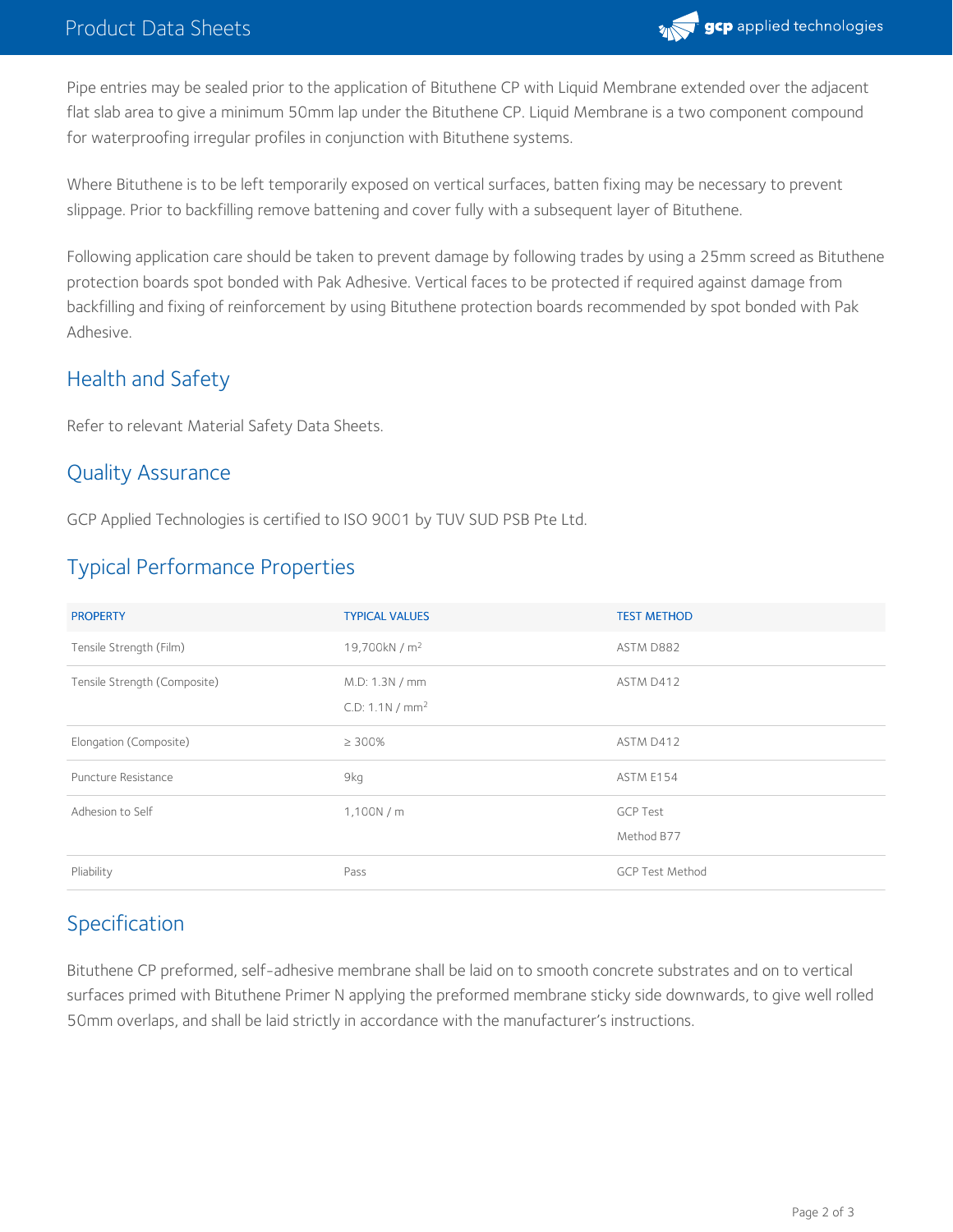Pipe entries may be sealed prior to the application of Bituthene CP with Liquid Membrane extended over the adjacent flat slab area to give a minimum 50mm lap under the Bituthene CP. Liquid Membrane is a two component compound for waterproofing irregular profiles in conjunction with Bituthene systems.

Where Bituthene is to be left temporarily exposed on vertical surfaces, batten fixing may be necessary to prevent slippage. Prior to backfilling remove battening and cover fully with a subsequent layer of Bituthene.

Following application care should be taken to prevent damage by following trades by using a 25mm screed as Bituthene protection boards spot bonded with Pak Adhesive. Vertical faces to be protected if required against damage from backfilling and fixing of reinforcement by using Bituthene protection boards recommended by spot bonded with Pak Adhesive.

## Health and Safety

Refer to relevant Material Safety Data Sheets.

## Quality Assurance

GCP Applied Technologies is certified to ISO 9001 by TUV SUD PSB Pte Ltd.

## Typical Performance Properties

| PROPERTY | TYPICAL VALUES | TEST METHOD |
|---|---|---|
| Tensile Strength (Film) | 19,700kN / $m^2$ | ASTM D882 |
| Tensile Strength (Composite) | M.D: 1.3N / mm<br>C.D: 1.1N / $mm^2$ | ASTM D412 |
| Elongation (Composite) | ≥ 300% | ASTM D412 |
| Puncture Resistance | 9kg | ASTM E154 |
| Adhesion to Self | 1,100N / m | GCP Test Method B77 |
| Pliability | Pass | GCP Test Method |

## Specification

Bituthene CP preformed, self-adhesive membrane shall be laid on to smooth concrete substrates and on to vertical surfaces primed with Bituthene Primer N applying the preformed membrane sticky side downwards, to give well rolled 50mm overlaps, and shall be laid strictly in accordance with the manufacturer's instructions.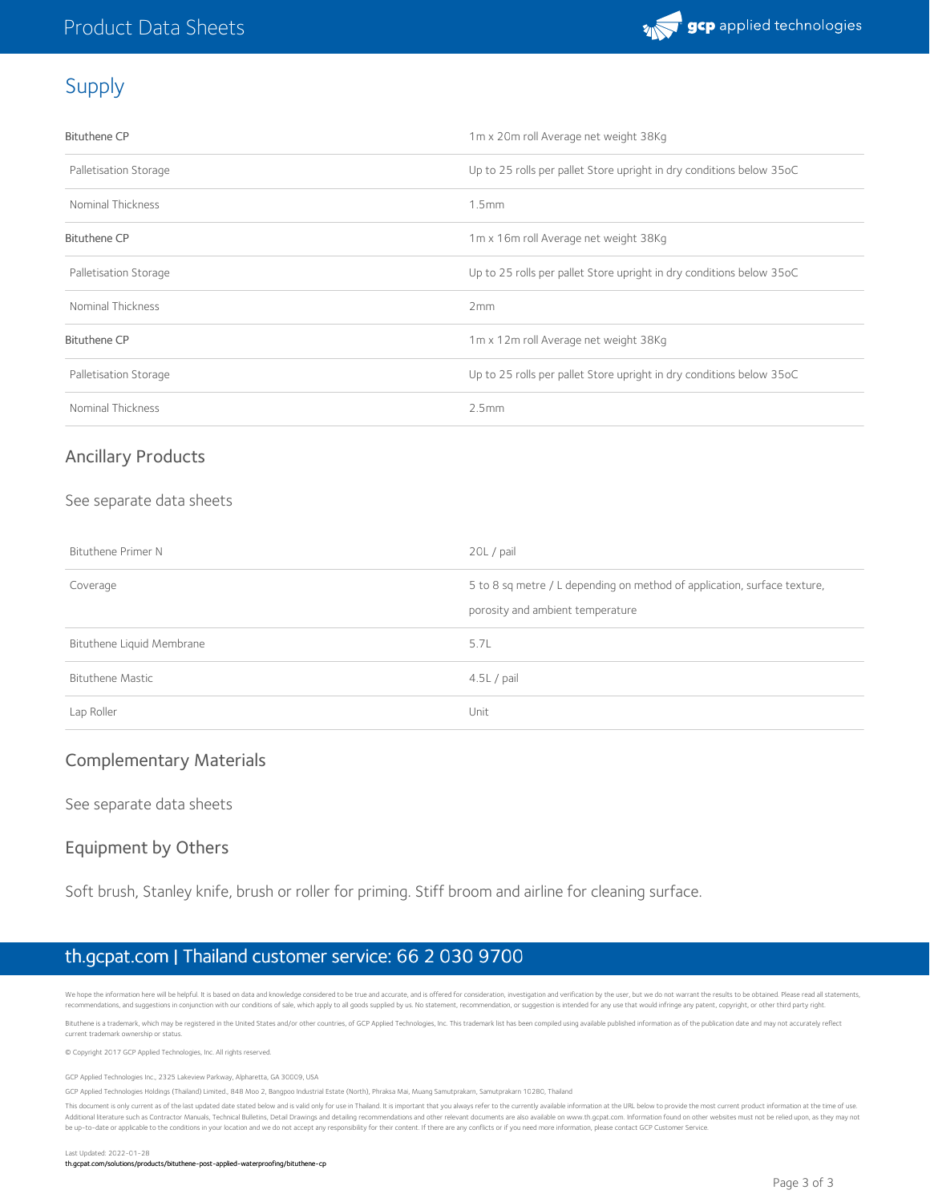## Supply

| | |
|---|---|
| Bituthene CP | 1m x 20m roll Average net weight 38Kg |
| Palletisation Storage | Up to 25 rolls per pallet Store upright in dry conditions below 35oC |
| Nominal Thickness | 1.5mm |
| Bituthene CP | 1m x 16m roll Average net weight 38Kg |
| Palletisation Storage | Up to 25 rolls per pallet Store upright in dry conditions below 35oC |
| Nominal Thickness | 2mm |
| Bituthene CP | 1m x 12m roll Average net weight 38Kg |
| Palletisation Storage | Up to 25 rolls per pallet Store upright in dry conditions below 35oC |
| Nominal Thickness | 2.5mm |

### Ancillary Products

See separate data sheets

| | |
|---|---|
| Bituthene Primer N | 20L / pail |
| Coverage | 5 to 8 sq metre / L depending on method of application, surface texture, porosity and ambient temperature |
| Bituthene Liquid Membrane | 5.7L |
| Bituthene Mastic | 4.5L / pail |
| Lap Roller | Unit |

### Complementary Materials

See separate data sheets

### Equipment by Others

Soft brush, Stanley knife, brush or roller for priming. Stiff broom and airline for cleaning surface.

th.gcpat.com | Thailand customer service: 66 2 030 9700

We hope the information here will be helpful. It is based on data and knowledge considered to be true and accurate, and is offered for consideration, investigation and verification by the user, but we do not warrant the results to be obtained. Please read all statements, recommendations, and suggestions in conjunction with our conditions of sale, which apply to all goods supplied by us. No statement, recommendation, or suggestion is intended for any use that would infringe any patent, copyright, or other third party right.

Bituthene is a trademark, which may be registered in the United States and/or other countries, of GCP Applied Technologies, Inc. This trademark list has been compiled using available published information as of the publication date and may not accurately reflect current trademark ownership or status.

© Copyright 2017 GCP Applied Technologies, Inc. All rights reserved.

GCP Applied Technologies Inc., 2325 Lakeview Parkway, Alpharetta, GA 30009, USA

GCP Applied Technologies Holdings (Thailand) Limited., 848 Moo 2, Bangpoo Industrial Estate (North), Phraksa Mai, Muang Samutprakarn, Samutprakarn 10280, Thailand

This document is only current as of the last updated date stated below and is valid only for use in Thailand. It is important that you always refer to the currently available information at the URL below to provide the most current product information at the time of use. Additional literature such as Contractor Manuals, Technical Bulletins, Detail Drawings and detailing recommendations and other relevant documents are also available on www.th.gcpat.com. Information found on other websites must not be relied upon, as they may not be up-to-date or applicable to the conditions in your location and we do not accept any responsibility for their content. If there are any conflicts or if you need more information, please contact GCP Customer Service.

Last Updated: 2022-01-28
th.gcpat.com/solutions/products/bituthene-post-applied-waterproofing/bituthene-cp